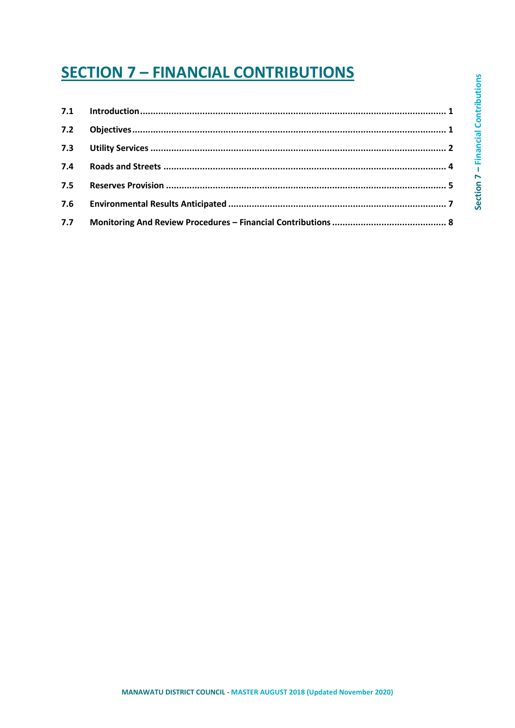# SECTION 7 – FINANCIAL CONTRIBUTIONS

| | | |
|---|---|---|
| 7.1 | Introduction | 1 |
| 7.2 | Objectives | 1 |
| 7.3 | Utility Services | 2 |
| 7.4 | Roads and Streets | 4 |
| 7.5 | Reserves Provision | 5 |
| 7.6 | Environmental Results Anticipated | 7 |
| 7.7 | Monitoring And Review Procedures – Financial Contributions | 8 |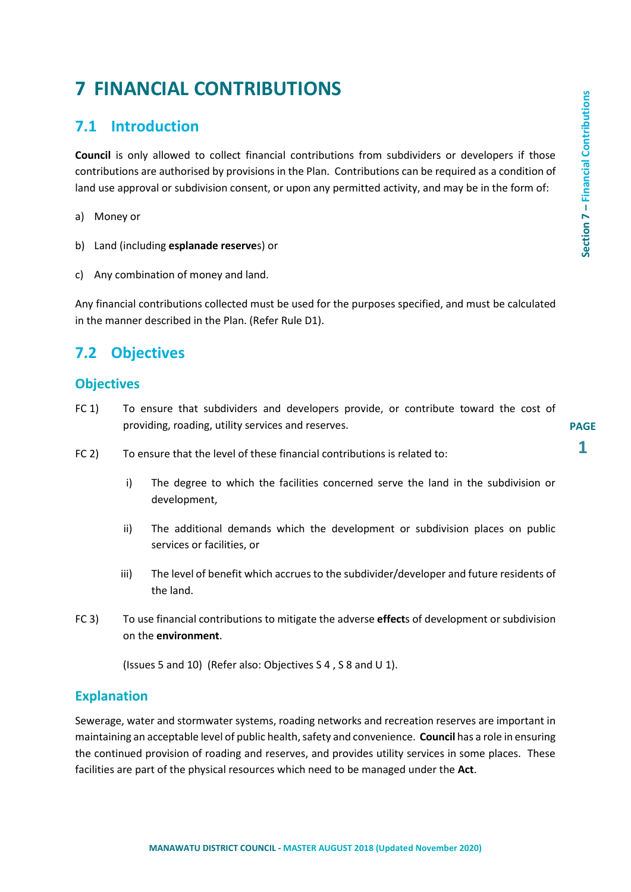# 7 FINANCIAL CONTRIBUTIONS

## 7.1 Introduction

**Council** is only allowed to collect financial contributions from subdividers or developers if those contributions are authorised by provisions in the Plan. Contributions can be required as a condition of land use approval or subdivision consent, or upon any permitted activity, and may be in the form of:

a) Money or

b) Land (including **esplanade reserve**s) or

c) Any combination of money and land.

Any financial contributions collected must be used for the purposes specified, and must be calculated in the manner described in the Plan. (Refer Rule D1).

## 7.2 Objectives

### Objectives

FC 1) To ensure that subdividers and developers provide, or contribute toward the cost of providing, roading, utility services and reserves.

FC 2) To ensure that the level of these financial contributions is related to:

i) The degree to which the facilities concerned serve the land in the subdivision or development,

ii) The additional demands which the development or subdivision places on public services or facilities, or

iii) The level of benefit which accrues to the subdivider/developer and future residents of the land.

FC 3) To use financial contributions to mitigate the adverse **effect**s of development or subdivision on the **environment**.

(Issues 5 and 10) (Refer also: Objectives S 4 , S 8 and U 1).

### Explanation

Sewerage, water and stormwater systems, roading networks and recreation reserves are important in maintaining an acceptable level of public health, safety and convenience. **Council** has a role in ensuring the continued provision of roading and reserves, and provides utility services in some places. These facilities are part of the physical resources which need to be managed under the **Act**.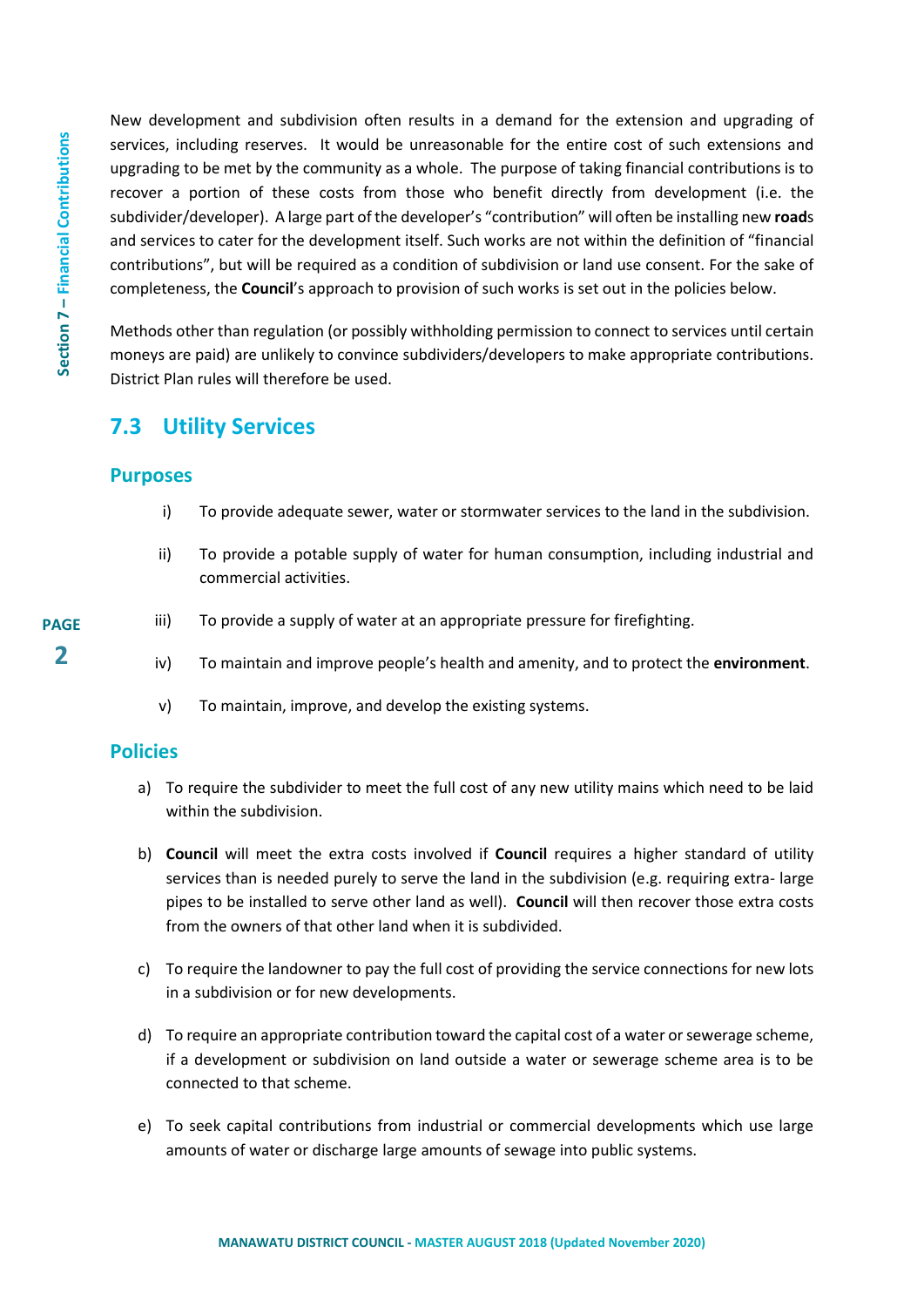New development and subdivision often results in a demand for the extension and upgrading of services, including reserves. It would be unreasonable for the entire cost of such extensions and upgrading to be met by the community as a whole. The purpose of taking financial contributions is to recover a portion of these costs from those who benefit directly from development (i.e. the subdivider/developer). A large part of the developer's "contribution" will often be installing new **road**s and services to cater for the development itself. Such works are not within the definition of "financial contributions", but will be required as a condition of subdivision or land use consent. For the sake of completeness, the **Council**'s approach to provision of such works is set out in the policies below.

Methods other than regulation (or possibly withholding permission to connect to services until certain moneys are paid) are unlikely to convince subdividers/developers to make appropriate contributions. District Plan rules will therefore be used.

## 7.3 Utility Services

### Purposes

i) To provide adequate sewer, water or stormwater services to the land in the subdivision.

ii) To provide a potable supply of water for human consumption, including industrial and commercial activities.

iii) To provide a supply of water at an appropriate pressure for firefighting.

iv) To maintain and improve people's health and amenity, and to protect the **environment**.

v) To maintain, improve, and develop the existing systems.

### Policies

a) To require the subdivider to meet the full cost of any new utility mains which need to be laid within the subdivision.

b) **Council** will meet the extra costs involved if **Council** requires a higher standard of utility services than is needed purely to serve the land in the subdivision (e.g. requiring extra- large pipes to be installed to serve other land as well). **Council** will then recover those extra costs from the owners of that other land when it is subdivided.

c) To require the landowner to pay the full cost of providing the service connections for new lots in a subdivision or for new developments.

d) To require an appropriate contribution toward the capital cost of a water or sewerage scheme, if a development or subdivision on land outside a water or sewerage scheme area is to be connected to that scheme.

e) To seek capital contributions from industrial or commercial developments which use large amounts of water or discharge large amounts of sewage into public systems.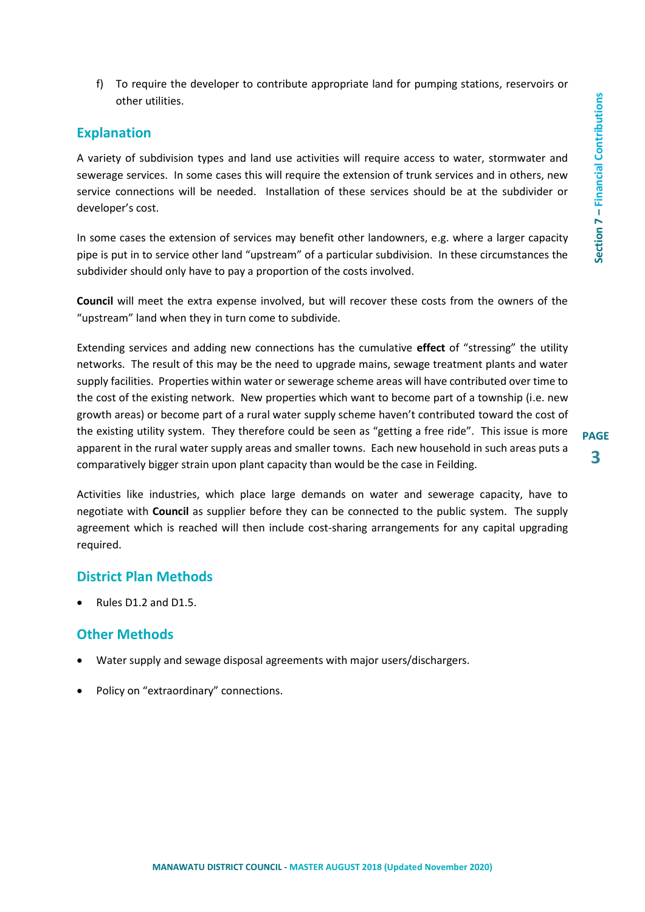f) To require the developer to contribute appropriate land for pumping stations, reservoirs or other utilities.

## Explanation

A variety of subdivision types and land use activities will require access to water, stormwater and sewerage services. In some cases this will require the extension of trunk services and in others, new service connections will be needed. Installation of these services should be at the subdivider or developer's cost.

In some cases the extension of services may benefit other landowners, e.g. where a larger capacity pipe is put in to service other land "upstream" of a particular subdivision. In these circumstances the subdivider should only have to pay a proportion of the costs involved.

**Council** will meet the extra expense involved, but will recover these costs from the owners of the "upstream" land when they in turn come to subdivide.

Extending services and adding new connections has the cumulative **effect** of "stressing" the utility networks. The result of this may be the need to upgrade mains, sewage treatment plants and water supply facilities. Properties within water or sewerage scheme areas will have contributed over time to the cost of the existing network. New properties which want to become part of a township (i.e. new growth areas) or become part of a rural water supply scheme haven't contributed toward the cost of the existing utility system. They therefore could be seen as "getting a free ride". This issue is more apparent in the rural water supply areas and smaller towns. Each new household in such areas puts a comparatively bigger strain upon plant capacity than would be the case in Feilding.

Activities like industries, which place large demands on water and sewerage capacity, have to negotiate with **Council** as supplier before they can be connected to the public system. The supply agreement which is reached will then include cost-sharing arrangements for any capital upgrading required.

## District Plan Methods

- Rules D1.2 and D1.5.

## Other Methods

- Water supply and sewage disposal agreements with major users/dischargers.
- Policy on "extraordinary" connections.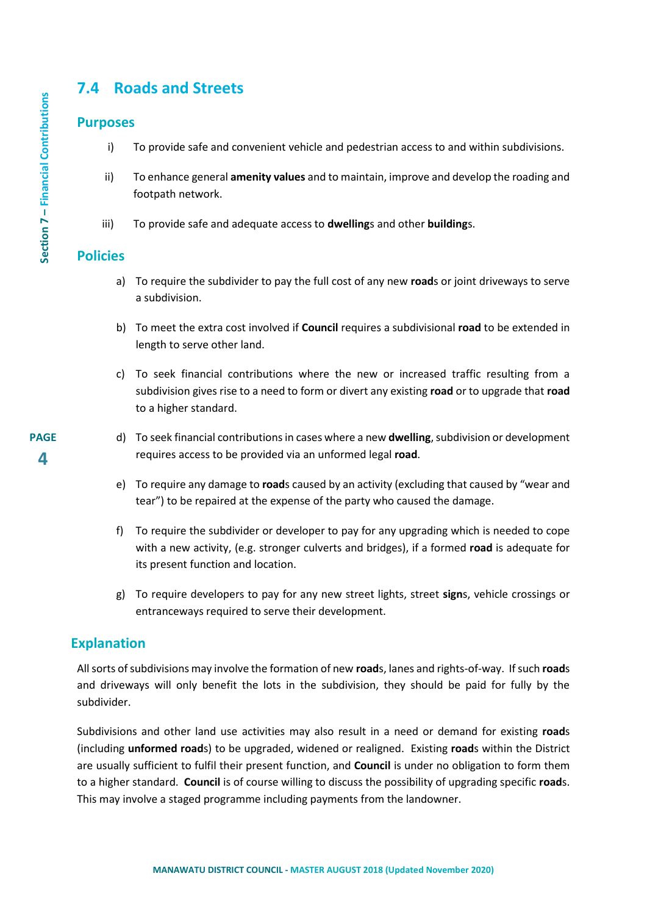## 7.4 Roads and Streets

### Purposes

i) To provide safe and convenient vehicle and pedestrian access to and within subdivisions.

ii) To enhance general **amenity values** and to maintain, improve and develop the roading and footpath network.

iii) To provide safe and adequate access to **dwelling**s and other **building**s.

### Policies

a) To require the subdivider to pay the full cost of any new **road**s or joint driveways to serve a subdivision.

b) To meet the extra cost involved if **Council** requires a subdivisional **road** to be extended in length to serve other land.

c) To seek financial contributions where the new or increased traffic resulting from a subdivision gives rise to a need to form or divert any existing **road** or to upgrade that **road** to a higher standard.

d) To seek financial contributions in cases where a new **dwelling**, subdivision or development requires access to be provided via an unformed legal **road**.

e) To require any damage to **road**s caused by an activity (excluding that caused by "wear and tear") to be repaired at the expense of the party who caused the damage.

f) To require the subdivider or developer to pay for any upgrading which is needed to cope with a new activity, (e.g. stronger culverts and bridges), if a formed **road** is adequate for its present function and location.

g) To require developers to pay for any new street lights, street **sign**s, vehicle crossings or entranceways required to serve their development.

### Explanation

All sorts of subdivisions may involve the formation of new **road**s, lanes and rights-of-way. If such **road**s and driveways will only benefit the lots in the subdivision, they should be paid for fully by the subdivider.

Subdivisions and other land use activities may also result in a need or demand for existing **road**s (including **unformed road**s) to be upgraded, widened or realigned. Existing **road**s within the District are usually sufficient to fulfil their present function, and **Council** is under no obligation to form them to a higher standard. **Council** is of course willing to discuss the possibility of upgrading specific **road**s. This may involve a staged programme including payments from the landowner.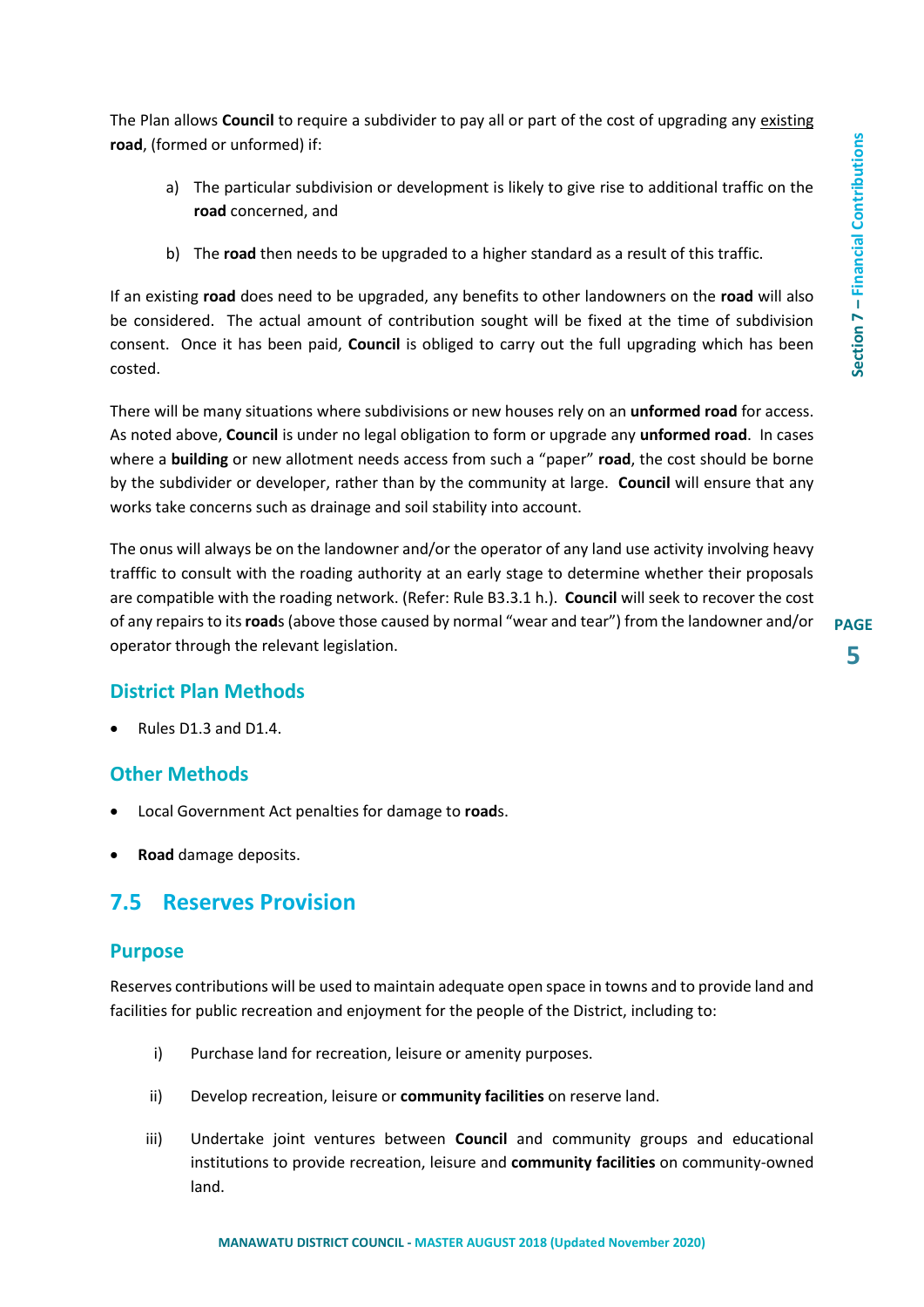The Plan allows **Council** to require a subdivider to pay all or part of the cost of upgrading any existing **road**, (formed or unformed) if:

a) The particular subdivision or development is likely to give rise to additional traffic on the **road** concerned, and

b) The **road** then needs to be upgraded to a higher standard as a result of this traffic.

If an existing **road** does need to be upgraded, any benefits to other landowners on the **road** will also be considered. The actual amount of contribution sought will be fixed at the time of subdivision consent. Once it has been paid, **Council** is obliged to carry out the full upgrading which has been costed.

There will be many situations where subdivisions or new houses rely on an **unformed road** for access. As noted above, **Council** is under no legal obligation to form or upgrade any **unformed road**. In cases where a **building** or new allotment needs access from such a "paper" **road**, the cost should be borne by the subdivider or developer, rather than by the community at large. **Council** will ensure that any works take concerns such as drainage and soil stability into account.

The onus will always be on the landowner and/or the operator of any land use activity involving heavy trafffic to consult with the roading authority at an early stage to determine whether their proposals are compatible with the roading network. (Refer: Rule B3.3.1 h.). **Council** will seek to recover the cost of any repairs to its **road**s (above those caused by normal "wear and tear") from the landowner and/or operator through the relevant legislation.

### District Plan Methods

- Rules D1.3 and D1.4.

### Other Methods

- Local Government Act penalties for damage to **road**s.
- **Road** damage deposits.

## 7.5 Reserves Provision

### Purpose

Reserves contributions will be used to maintain adequate open space in towns and to provide land and facilities for public recreation and enjoyment for the people of the District, including to:

i) Purchase land for recreation, leisure or amenity purposes.

ii) Develop recreation, leisure or **community facilities** on reserve land.

iii) Undertake joint ventures between **Council** and community groups and educational institutions to provide recreation, leisure and **community facilities** on community-owned land.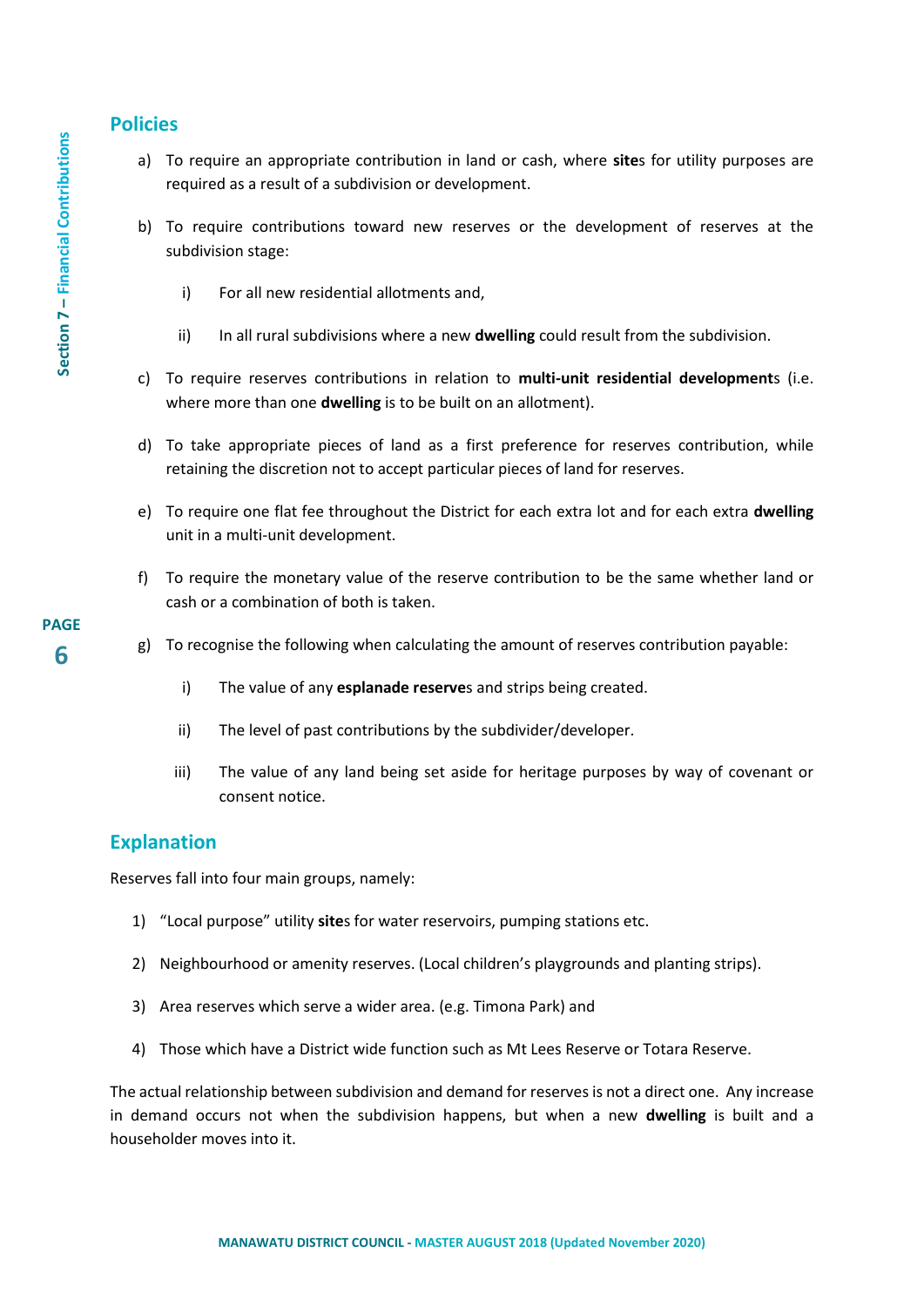## Policies

a) To require an appropriate contribution in land or cash, where **site**s for utility purposes are required as a result of a subdivision or development.

b) To require contributions toward new reserves or the development of reserves at the subdivision stage:

   i) For all new residential allotments and,

   ii) In all rural subdivisions where a new **dwelling** could result from the subdivision.

c) To require reserves contributions in relation to **multi-unit residential development**s (i.e. where more than one **dwelling** is to be built on an allotment).

d) To take appropriate pieces of land as a first preference for reserves contribution, while retaining the discretion not to accept particular pieces of land for reserves.

e) To require one flat fee throughout the District for each extra lot and for each extra **dwelling** unit in a multi-unit development.

f) To require the monetary value of the reserve contribution to be the same whether land or cash or a combination of both is taken.

g) To recognise the following when calculating the amount of reserves contribution payable:

   i) The value of any **esplanade reserve**s and strips being created.

   ii) The level of past contributions by the subdivider/developer.

   iii) The value of any land being set aside for heritage purposes by way of covenant or consent notice.

## Explanation

Reserves fall into four main groups, namely:

1) "Local purpose" utility **site**s for water reservoirs, pumping stations etc.
2) Neighbourhood or amenity reserves. (Local children's playgrounds and planting strips).
3) Area reserves which serve a wider area. (e.g. Timona Park) and
4) Those which have a District wide function such as Mt Lees Reserve or Totara Reserve.

The actual relationship between subdivision and demand for reserves is not a direct one. Any increase in demand occurs not when the subdivision happens, but when a new **dwelling** is built and a householder moves into it.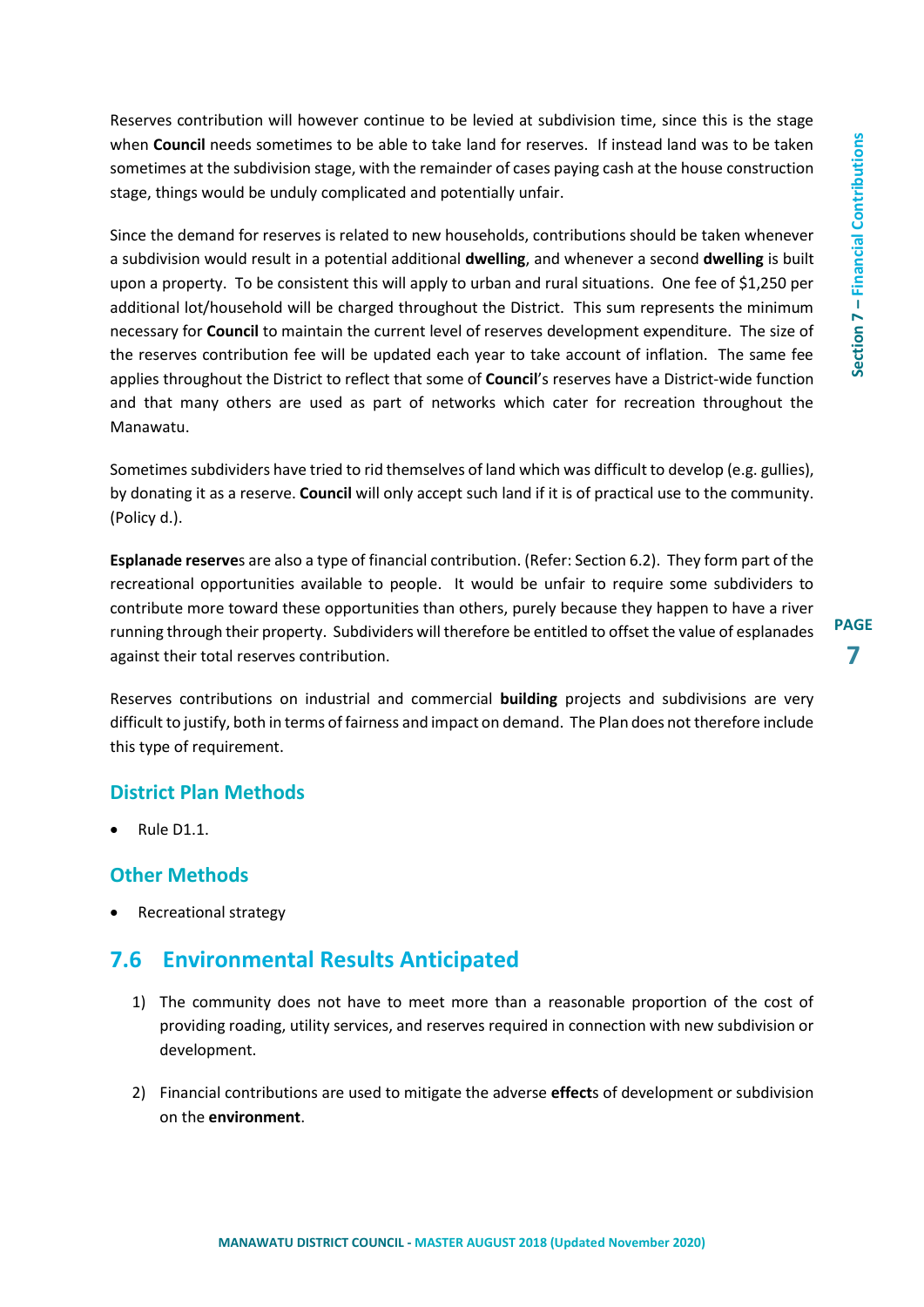Reserves contribution will however continue to be levied at subdivision time, since this is the stage when **Council** needs sometimes to be able to take land for reserves. If instead land was to be taken sometimes at the subdivision stage, with the remainder of cases paying cash at the house construction stage, things would be unduly complicated and potentially unfair.

Since the demand for reserves is related to new households, contributions should be taken whenever a subdivision would result in a potential additional **dwelling**, and whenever a second **dwelling** is built upon a property. To be consistent this will apply to urban and rural situations. One fee of $1,250 per additional lot/household will be charged throughout the District. This sum represents the minimum necessary for **Council** to maintain the current level of reserves development expenditure. The size of the reserves contribution fee will be updated each year to take account of inflation. The same fee applies throughout the District to reflect that some of **Council**'s reserves have a District-wide function and that many others are used as part of networks which cater for recreation throughout the Manawatu.

Sometimes subdividers have tried to rid themselves of land which was difficult to develop (e.g. gullies), by donating it as a reserve. **Council** will only accept such land if it is of practical use to the community. (Policy d.).

**Esplanade reserve**s are also a type of financial contribution. (Refer: Section 6.2). They form part of the recreational opportunities available to people. It would be unfair to require some subdividers to contribute more toward these opportunities than others, purely because they happen to have a river running through their property. Subdividers will therefore be entitled to offset the value of esplanades against their total reserves contribution.

Reserves contributions on industrial and commercial **building** projects and subdivisions are very difficult to justify, both in terms of fairness and impact on demand. The Plan does not therefore include this type of requirement.

### District Plan Methods

- Rule D1.1.

### Other Methods

- Recreational strategy

## 7.6 Environmental Results Anticipated

1) The community does not have to meet more than a reasonable proportion of the cost of providing roading, utility services, and reserves required in connection with new subdivision or development.

2) Financial contributions are used to mitigate the adverse **effect**s of development or subdivision on the **environment**.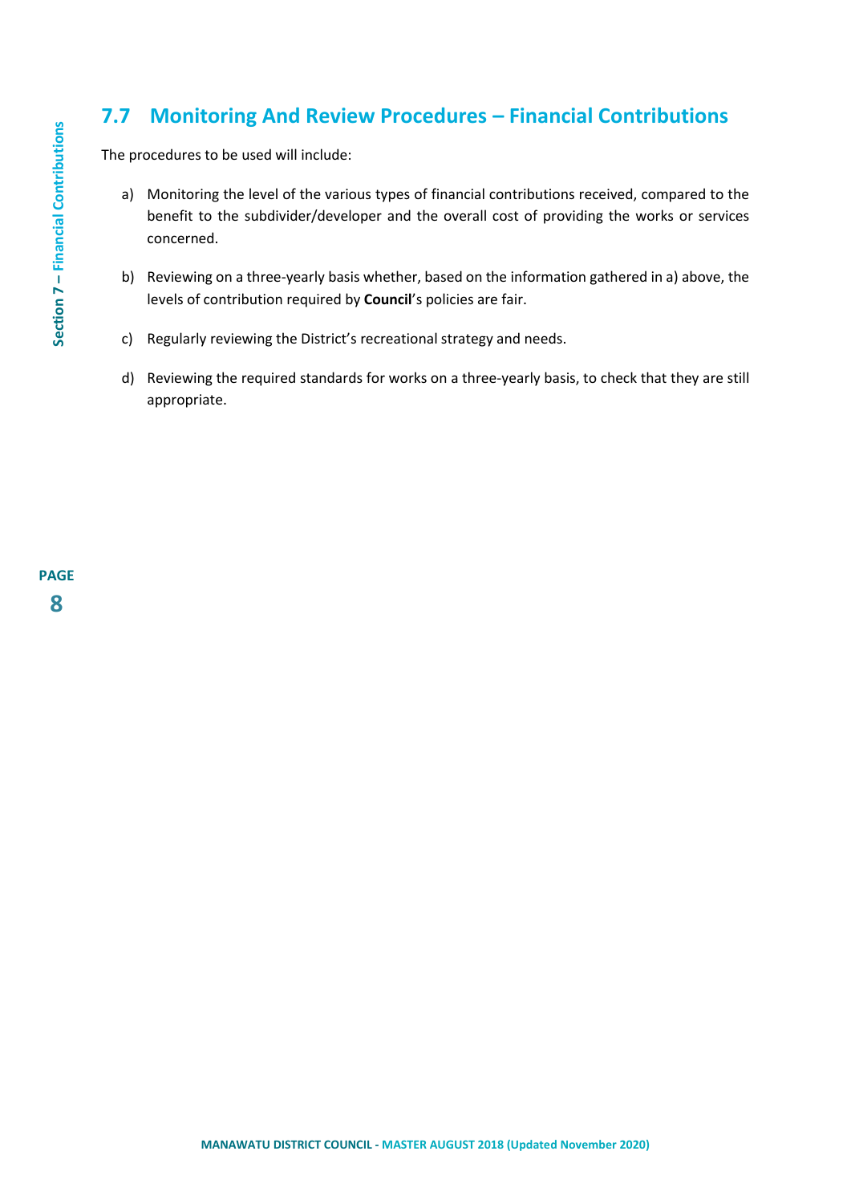## 7.7 Monitoring And Review Procedures – Financial Contributions

The procedures to be used will include:

a) Monitoring the level of the various types of financial contributions received, compared to the benefit to the subdivider/developer and the overall cost of providing the works or services concerned.

b) Reviewing on a three-yearly basis whether, based on the information gathered in a) above, the levels of contribution required by **Council**'s policies are fair.

c) Regularly reviewing the District's recreational strategy and needs.

d) Reviewing the required standards for works on a three-yearly basis, to check that they are still appropriate.